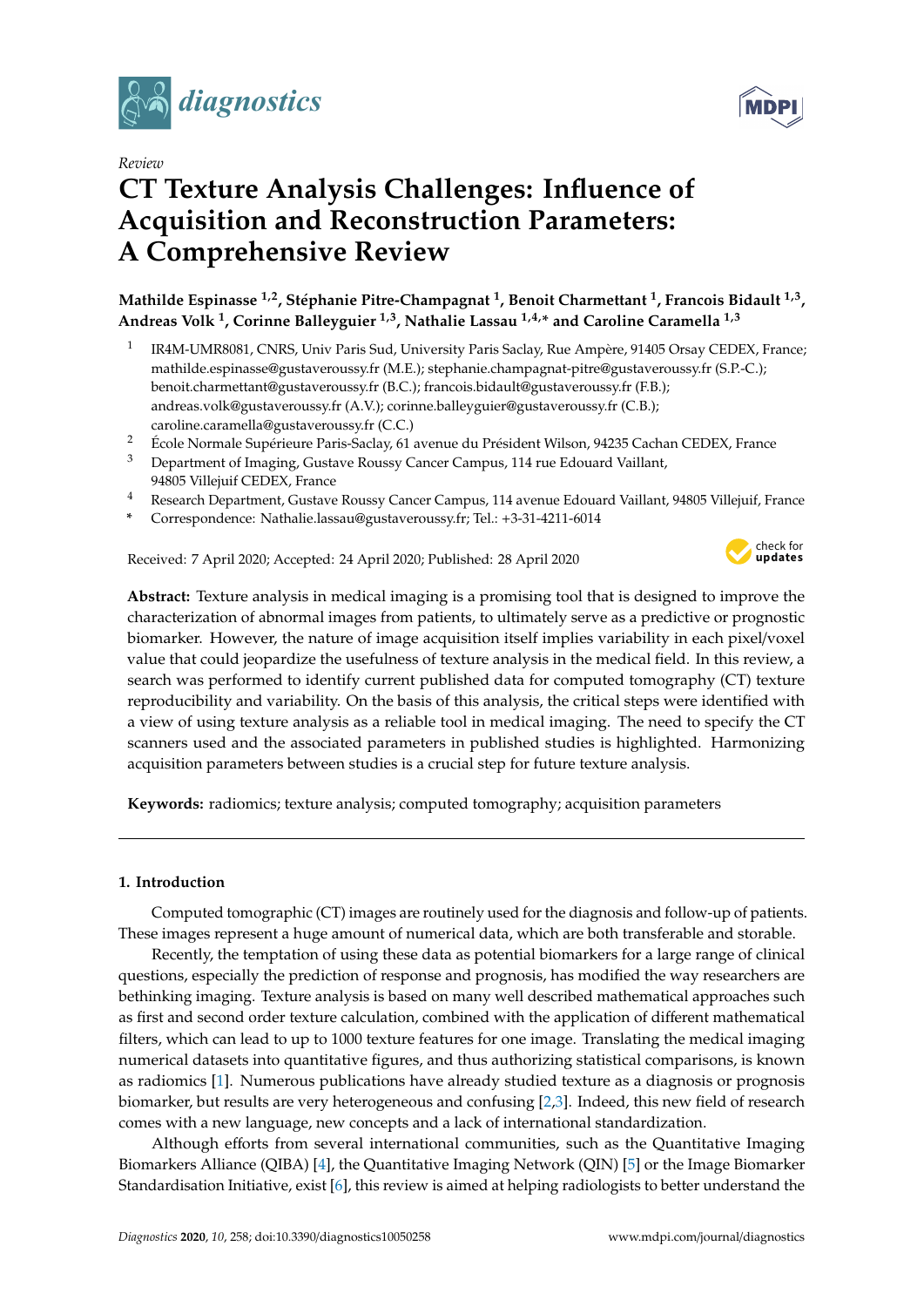*Review*

# CT Texture Analysis Challenges: Influence of Acquisition and Reconstruction Parameters: A Comprehensive Review

**Mathilde Espinasse [1,2], Stéphanie Pitre-Champagnat [1], Benoit Charmettant [1], Francois Bidault [1,3], Andreas Volk [1], Corinne Balleyguier [1,3], Nathalie Lassau [1,4,*] and Caroline Caramella [1,3]**

[1] IR4M-UMR8081, CNRS, Univ Paris Sud, University Paris Saclay, Rue Ampère, 91405 Orsay CEDEX, France; mathilde.espinasse@gustaveroussy.fr (M.E.); stephanie.champagnat-pitre@gustaveroussy.fr (S.P.-C.); benoit.charmettant@gustaveroussy.fr (B.C.); francois.bidault@gustaveroussy.fr (F.B.); andreas.volk@gustaveroussy.fr (A.V.); corinne.balleyguier@gustaveroussy.fr (C.B.); caroline.caramella@gustaveroussy.fr (C.C.)

[2] École Normale Supérieure Paris-Saclay, 61 avenue du Président Wilson, 94235 Cachan CEDEX, France

[3] Department of Imaging, Gustave Roussy Cancer Campus, 114 rue Edouard Vaillant, 94805 Villejuif CEDEX, France

[4] Research Department, Gustave Roussy Cancer Campus, 114 avenue Edouard Vaillant, 94805 Villejuif, France

\* Correspondence: Nathalie.lassau@gustaveroussy.fr; Tel.: +3-31-4211-6014

Received: 7 April 2020; Accepted: 24 April 2020; Published: 28 April 2020

**Abstract:** Texture analysis in medical imaging is a promising tool that is designed to improve the characterization of abnormal images from patients, to ultimately serve as a predictive or prognostic biomarker. However, the nature of image acquisition itself implies variability in each pixel/voxel value that could jeopardize the usefulness of texture analysis in the medical field. In this review, a search was performed to identify current published data for computed tomography (CT) texture reproducibility and variability. On the basis of this analysis, the critical steps were identified with a view of using texture analysis as a reliable tool in medical imaging. The need to specify the CT scanners used and the associated parameters in published studies is highlighted. Harmonizing acquisition parameters between studies is a crucial step for future texture analysis.

**Keywords:** radiomics; texture analysis; computed tomography; acquisition parameters

## 1. Introduction

Computed tomographic (CT) images are routinely used for the diagnosis and follow-up of patients. These images represent a huge amount of numerical data, which are both transferable and storable.

Recently, the temptation of using these data as potential biomarkers for a large range of clinical questions, especially the prediction of response and prognosis, has modified the way researchers are bethinking imaging. Texture analysis is based on many well described mathematical approaches such as first and second order texture calculation, combined with the application of different mathematical filters, which can lead to up to 1000 texture features for one image. Translating the medical imaging numerical datasets into quantitative figures, and thus authorizing statistical comparisons, is known as radiomics [1]. Numerous publications have already studied texture as a diagnosis or prognosis biomarker, but results are very heterogeneous and confusing [2,3]. Indeed, this new field of research comes with a new language, new concepts and a lack of international standardization.

Although efforts from several international communities, such as the Quantitative Imaging Biomarkers Alliance (QIBA) [4], the Quantitative Imaging Network (QIN) [5] or the Image Biomarker Standardisation Initiative, exist [6], this review is aimed at helping radiologists to better understand the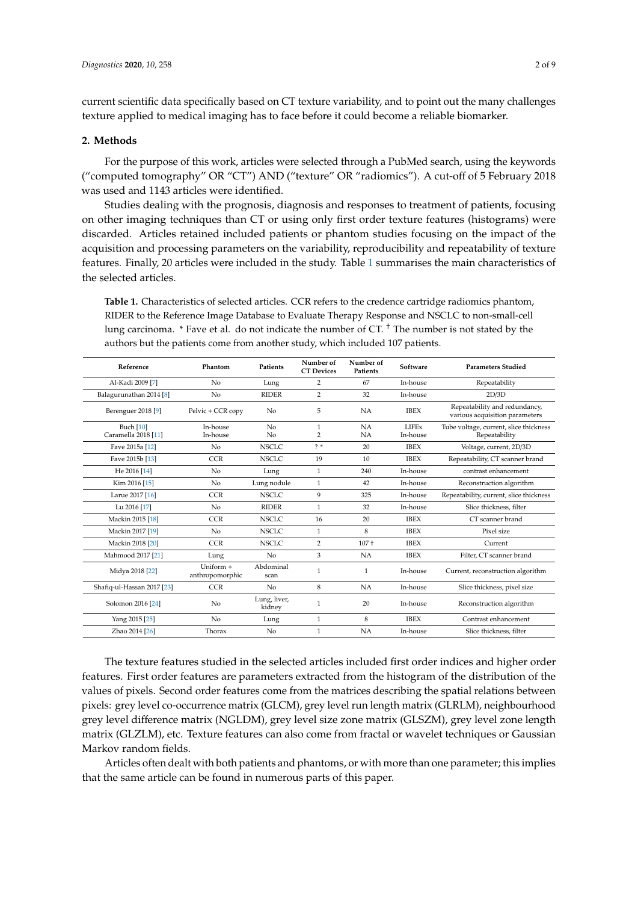current scientific data specifically based on CT texture variability, and to point out the many challenges texture applied to medical imaging has to face before it could become a reliable biomarker.

## 2. Methods

For the purpose of this work, articles were selected through a PubMed search, using the keywords (“computed tomography” OR “CT”) AND (“texture” OR “radiomics”). A cut-off of 5 February 2018 was used and 1143 articles were identified.

Studies dealing with the prognosis, diagnosis and responses to treatment of patients, focusing on other imaging techniques than CT or using only first order texture features (histograms) were discarded. Articles retained included patients or phantom studies focusing on the impact of the acquisition and processing parameters on the variability, reproducibility and repeatability of texture features. Finally, 20 articles were included in the study. Table 1 summarises the main characteristics of the selected articles.

**Table 1.** Characteristics of selected articles. CCR refers to the credence cartridge radiomics phantom, RIDER to the Reference Image Database to Evaluate Therapy Response and NSCLC to non-small-cell lung carcinoma. * Fave et al. do not indicate the number of CT. † The number is not stated by the authors but the patients come from another study, which included 107 patients.

| Reference | Phantom | Patients | Number of CT Devices | Number of Patients | Software | Parameters Studied |
|---|---|---|---|---|---|---|
| Al-Kadi 2009 [7] | No | Lung | 2 | 67 | In-house | Repeatability |
| Balagurunathan 2014 [8] | No | RIDER | 2 | 32 | In-house | 2D/3D |
| Berenguer 2018 [9] | Pelvic + CCR copy | No | 5 | NA | IBEX | Repeatability and redundancy, various acquisition parameters |
| Buch [10] | In-house | No | 1 | NA | LIFEx | Tube voltage, current, slice thickness |
| Caramella 2018 [11] | In-house | No | 2 | NA | In-house | Repeatability |
| Fave 2015a [12] | No | NSCLC | ? * | 20 | IBEX | Voltage, current, 2D/3D |
| Fave 2015b [13] | CCR | NSCLC | 19 | 10 | IBEX | Repeatability, CT scanner brand |
| He 2016 [14] | No | Lung | 1 | 240 | In-house | contrast enhancement |
| Kim 2016 [15] | No | Lung nodule | 1 | 42 | In-house | Reconstruction algorithm |
| Larue 2017 [16] | CCR | NSCLC | 9 | 325 | In-house | Repeatability, current, slice thickness |
| Lu 2016 [17] | No | RIDER | 1 | 32 | In-house | Slice thickness, filter |
| Mackin 2015 [18] | CCR | NSCLC | 16 | 20 | IBEX | CT scanner brand |
| Mackin 2017 [19] | No | NSCLC | 1 | 8 | IBEX | Pixel size |
| Mackin 2018 [20] | CCR | NSCLC | 2 | 107 † | IBEX | Current |
| Mahmood 2017 [21] | Lung | No | 3 | NA | IBEX | Filter, CT scanner brand |
| Midya 2018 [22] | Uniform + anthropomorphic | Abdominal scan | 1 | 1 | In-house | Current, reconstruction algorithm |
| Shafiq-ul-Hassan 2017 [23] | CCR | No | 8 | NA | In-house | Slice thickness, pixel size |
| Solomon 2016 [24] | No | Lung, liver, kidney | 1 | 20 | In-house | Reconstruction algorithm |
| Yang 2015 [25] | No | Lung | 1 | 8 | IBEX | Contrast enhancement |
| Zhao 2014 [26] | Thorax | No | 1 | NA | In-house | Slice thickness, filter |

The texture features studied in the selected articles included first order indices and higher order features. First order features are parameters extracted from the histogram of the distribution of the values of pixels. Second order features come from the matrices describing the spatial relations between pixels: grey level co-occurrence matrix (GLCM), grey level run length matrix (GLRLM), neighbourhood grey level difference matrix (NGLDM), grey level size zone matrix (GLSZM), grey level zone length matrix (GLZLM), etc. Texture features can also come from fractal or wavelet techniques or Gaussian Markov random fields.

Articles often dealt with both patients and phantoms, or with more than one parameter; this implies that the same article can be found in numerous parts of this paper.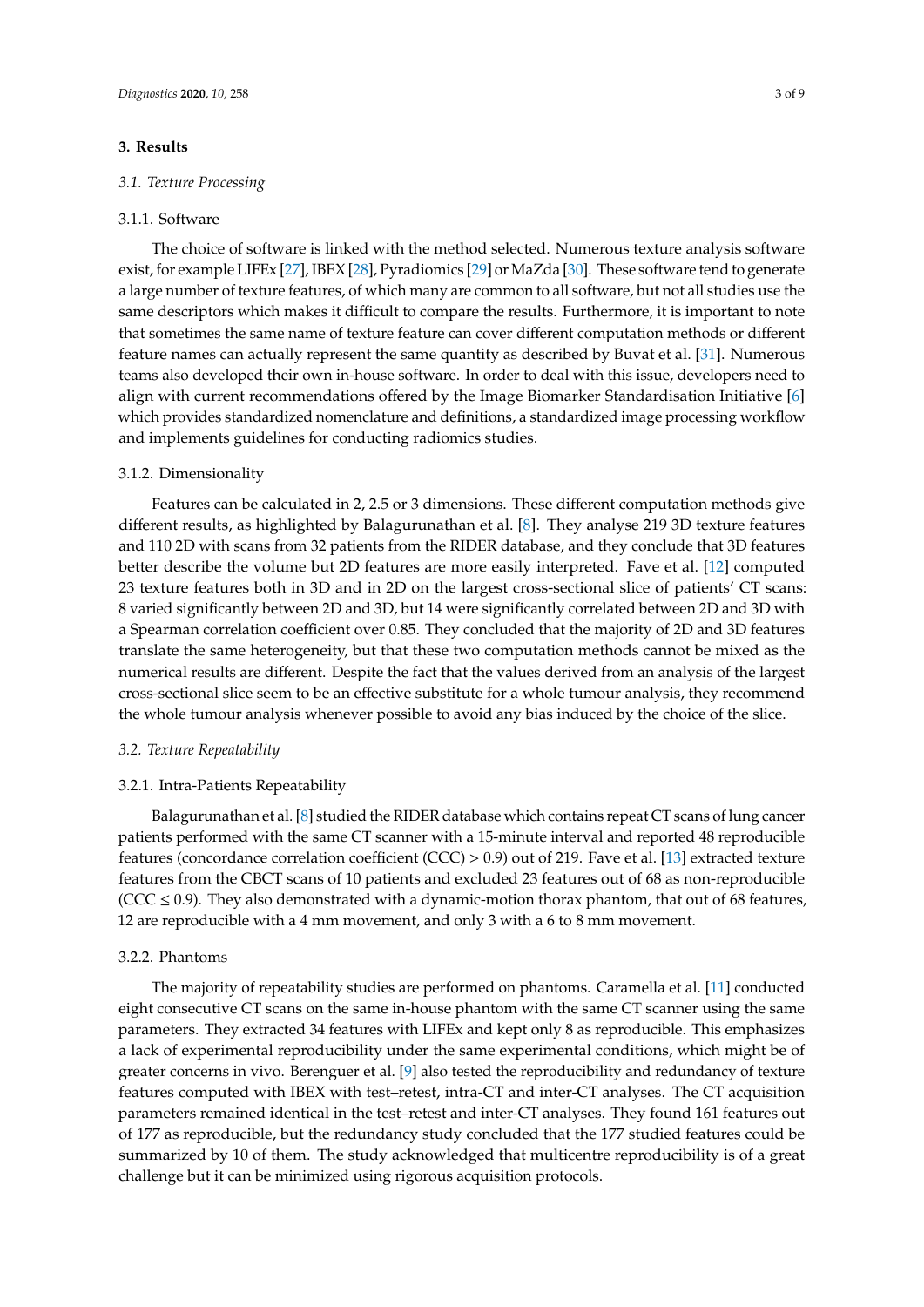## 3. Results

### *3.1. Texture Processing*

#### 3.1.1. Software

The choice of software is linked with the method selected. Numerous texture analysis software exist, for example LIFEx [27], IBEX [28], Pyradiomics [29] or MaZda [30]. These software tend to generate a large number of texture features, of which many are common to all software, but not all studies use the same descriptors which makes it difficult to compare the results. Furthermore, it is important to note that sometimes the same name of texture feature can cover different computation methods or different feature names can actually represent the same quantity as described by Buvat et al. [31]. Numerous teams also developed their own in-house software. In order to deal with this issue, developers need to align with current recommendations offered by the Image Biomarker Standardisation Initiative [6] which provides standardized nomenclature and definitions, a standardized image processing workflow and implements guidelines for conducting radiomics studies.

#### 3.1.2. Dimensionality

Features can be calculated in 2, 2.5 or 3 dimensions. These different computation methods give different results, as highlighted by Balagurunathan et al. [8]. They analyse 219 3D texture features and 110 2D with scans from 32 patients from the RIDER database, and they conclude that 3D features better describe the volume but 2D features are more easily interpreted. Fave et al. [12] computed 23 texture features both in 3D and in 2D on the largest cross-sectional slice of patients' CT scans: 8 varied significantly between 2D and 3D, but 14 were significantly correlated between 2D and 3D with a Spearman correlation coefficient over 0.85. They concluded that the majority of 2D and 3D features translate the same heterogeneity, but that these two computation methods cannot be mixed as the numerical results are different. Despite the fact that the values derived from an analysis of the largest cross-sectional slice seem to be an effective substitute for a whole tumour analysis, they recommend the whole tumour analysis whenever possible to avoid any bias induced by the choice of the slice.

### *3.2. Texture Repeatability*

#### 3.2.1. Intra-Patients Repeatability

Balagurunathan et al. [8] studied the RIDER database which contains repeat CT scans of lung cancer patients performed with the same CT scanner with a 15-minute interval and reported 48 reproducible features (concordance correlation coefficient (CCC) $> 0.9$) out of 219. Fave et al. [13] extracted texture features from the CBCT scans of 10 patients and excluded 23 features out of 68 as non-reproducible (CCC $\leq 0.9$). They also demonstrated with a dynamic-motion thorax phantom, that out of 68 features, 12 are reproducible with a 4 mm movement, and only 3 with a 6 to 8 mm movement.

#### 3.2.2. Phantoms

The majority of repeatability studies are performed on phantoms. Caramella et al. [11] conducted eight consecutive CT scans on the same in-house phantom with the same CT scanner using the same parameters. They extracted 34 features with LIFEx and kept only 8 as reproducible. This emphasizes a lack of experimental reproducibility under the same experimental conditions, which might be of greater concerns in vivo. Berenguer et al. [9] also tested the reproducibility and redundancy of texture features computed with IBEX with test–retest, intra-CT and inter-CT analyses. The CT acquisition parameters remained identical in the test–retest and inter-CT analyses. They found 161 features out of 177 as reproducible, but the redundancy study concluded that the 177 studied features could be summarized by 10 of them. The study acknowledged that multicentre reproducibility is of a great challenge but it can be minimized using rigorous acquisition protocols.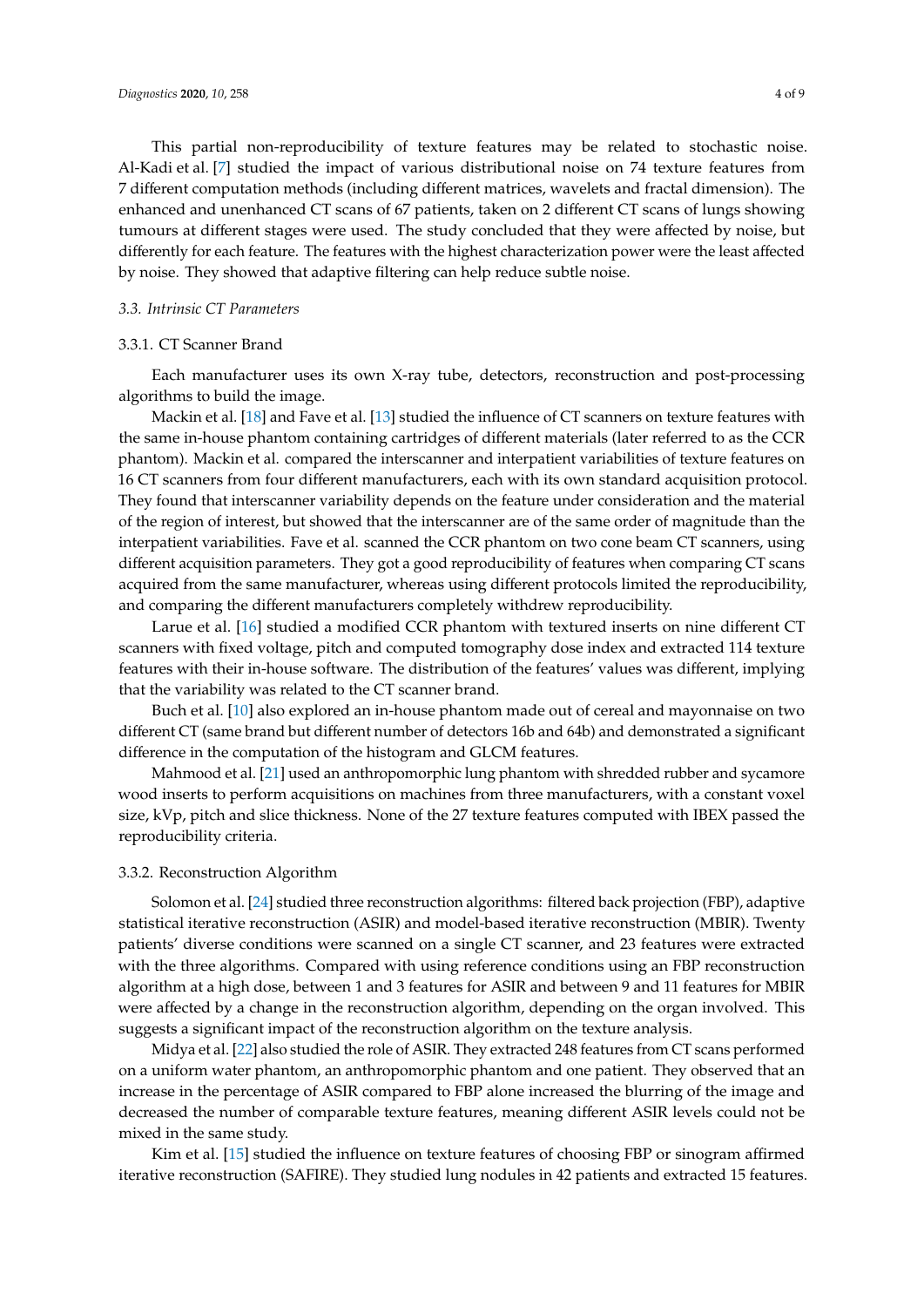This partial non-reproducibility of texture features may be related to stochastic noise. Al-Kadi et al. [7] studied the impact of various distributional noise on 74 texture features from 7 different computation methods (including different matrices, wavelets and fractal dimension). The enhanced and unenhanced CT scans of 67 patients, taken on 2 different CT scans of lungs showing tumours at different stages were used. The study concluded that they were affected by noise, but differently for each feature. The features with the highest characterization power were the least affected by noise. They showed that adaptive filtering can help reduce subtle noise.

### *3.3. Intrinsic CT Parameters*

#### 3.3.1. CT Scanner Brand

Each manufacturer uses its own X-ray tube, detectors, reconstruction and post-processing algorithms to build the image.

Mackin et al. [18] and Fave et al. [13] studied the influence of CT scanners on texture features with the same in-house phantom containing cartridges of different materials (later referred to as the CCR phantom). Mackin et al. compared the interscanner and interpatient variabilities of texture features on 16 CT scanners from four different manufacturers, each with its own standard acquisition protocol. They found that interscanner variability depends on the feature under consideration and the material of the region of interest, but showed that the interscanner are of the same order of magnitude than the interpatient variabilities. Fave et al. scanned the CCR phantom on two cone beam CT scanners, using different acquisition parameters. They got a good reproducibility of features when comparing CT scans acquired from the same manufacturer, whereas using different protocols limited the reproducibility, and comparing the different manufacturers completely withdrew reproducibility.

Larue et al. [16] studied a modified CCR phantom with textured inserts on nine different CT scanners with fixed voltage, pitch and computed tomography dose index and extracted 114 texture features with their in-house software. The distribution of the features' values was different, implying that the variability was related to the CT scanner brand.

Buch et al. [10] also explored an in-house phantom made out of cereal and mayonnaise on two different CT (same brand but different number of detectors 16b and 64b) and demonstrated a significant difference in the computation of the histogram and GLCM features.

Mahmood et al. [21] used an anthropomorphic lung phantom with shredded rubber and sycamore wood inserts to perform acquisitions on machines from three manufacturers, with a constant voxel size, kVp, pitch and slice thickness. None of the 27 texture features computed with IBEX passed the reproducibility criteria.

#### 3.3.2. Reconstruction Algorithm

Solomon et al. [24] studied three reconstruction algorithms: filtered back projection (FBP), adaptive statistical iterative reconstruction (ASIR) and model-based iterative reconstruction (MBIR). Twenty patients' diverse conditions were scanned on a single CT scanner, and 23 features were extracted with the three algorithms. Compared with using reference conditions using an FBP reconstruction algorithm at a high dose, between 1 and 3 features for ASIR and between 9 and 11 features for MBIR were affected by a change in the reconstruction algorithm, depending on the organ involved. This suggests a significant impact of the reconstruction algorithm on the texture analysis.

Midya et al. [22] also studied the role of ASIR. They extracted 248 features from CT scans performed on a uniform water phantom, an anthropomorphic phantom and one patient. They observed that an increase in the percentage of ASIR compared to FBP alone increased the blurring of the image and decreased the number of comparable texture features, meaning different ASIR levels could not be mixed in the same study.

Kim et al. [15] studied the influence on texture features of choosing FBP or sinogram affirmed iterative reconstruction (SAFIRE). They studied lung nodules in 42 patients and extracted 15 features.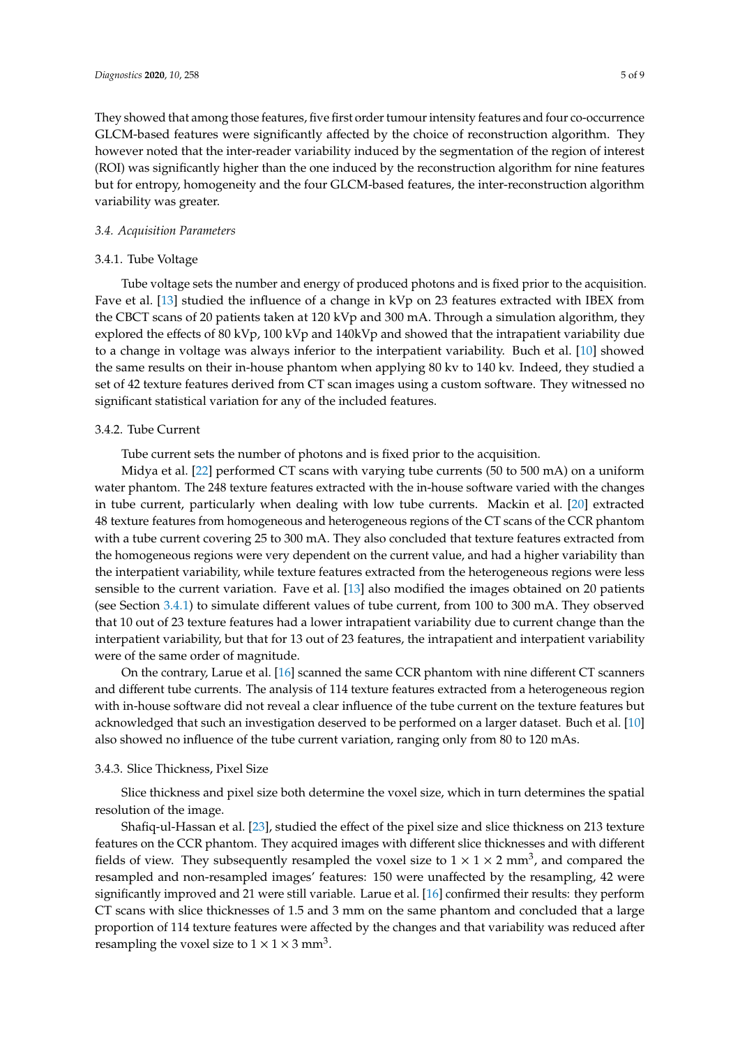They showed that among those features, five first order tumour intensity features and four co-occurrence GLCM-based features were significantly affected by the choice of reconstruction algorithm. They however noted that the inter-reader variability induced by the segmentation of the region of interest (ROI) was significantly higher than the one induced by the reconstruction algorithm for nine features but for entropy, homogeneity and the four GLCM-based features, the inter-reconstruction algorithm variability was greater.

### *3.4. Acquisition Parameters*

#### 3.4.1. Tube Voltage

Tube voltage sets the number and energy of produced photons and is fixed prior to the acquisition. Fave et al. [13] studied the influence of a change in kVp on 23 features extracted with IBEX from the CBCT scans of 20 patients taken at 120 kVp and 300 mA. Through a simulation algorithm, they explored the effects of 80 kVp, 100 kVp and 140kVp and showed that the intrapatient variability due to a change in voltage was always inferior to the interpatient variability. Buch et al. [10] showed the same results on their in-house phantom when applying 80 kv to 140 kv. Indeed, they studied a set of 42 texture features derived from CT scan images using a custom software. They witnessed no significant statistical variation for any of the included features.

#### 3.4.2. Tube Current

Tube current sets the number of photons and is fixed prior to the acquisition.

Midya et al. [22] performed CT scans with varying tube currents (50 to 500 mA) on a uniform water phantom. The 248 texture features extracted with the in-house software varied with the changes in tube current, particularly when dealing with low tube currents. Mackin et al. [20] extracted 48 texture features from homogeneous and heterogeneous regions of the CT scans of the CCR phantom with a tube current covering 25 to 300 mA. They also concluded that texture features extracted from the homogeneous regions were very dependent on the current value, and had a higher variability than the interpatient variability, while texture features extracted from the heterogeneous regions were less sensible to the current variation. Fave et al. [13] also modified the images obtained on 20 patients (see Section 3.4.1) to simulate different values of tube current, from 100 to 300 mA. They observed that 10 out of 23 texture features had a lower intrapatient variability due to current change than the interpatient variability, but that for 13 out of 23 features, the intrapatient and interpatient variability were of the same order of magnitude.

On the contrary, Larue et al. [16] scanned the same CCR phantom with nine different CT scanners and different tube currents. The analysis of 114 texture features extracted from a heterogeneous region with in-house software did not reveal a clear influence of the tube current on the texture features but acknowledged that such an investigation deserved to be performed on a larger dataset. Buch et al. [10] also showed no influence of the tube current variation, ranging only from 80 to 120 mAs.

#### 3.4.3. Slice Thickness, Pixel Size

Slice thickness and pixel size both determine the voxel size, which in turn determines the spatial resolution of the image.

Shafiq-ul-Hassan et al. [23], studied the effect of the pixel size and slice thickness on 213 texture features on the CCR phantom. They acquired images with different slice thicknesses and with different fields of view. They subsequently resampled the voxel size to $1 \times 1 \times 2$ mm$^3$, and compared the resampled and non-resampled images' features: 150 were unaffected by the resampling, 42 were significantly improved and 21 were still variable. Larue et al. [16] confirmed their results: they perform CT scans with slice thicknesses of 1.5 and 3 mm on the same phantom and concluded that a large proportion of 114 texture features were affected by the changes and that variability was reduced after resampling the voxel size to $1 \times 1 \times 3$ mm$^3$.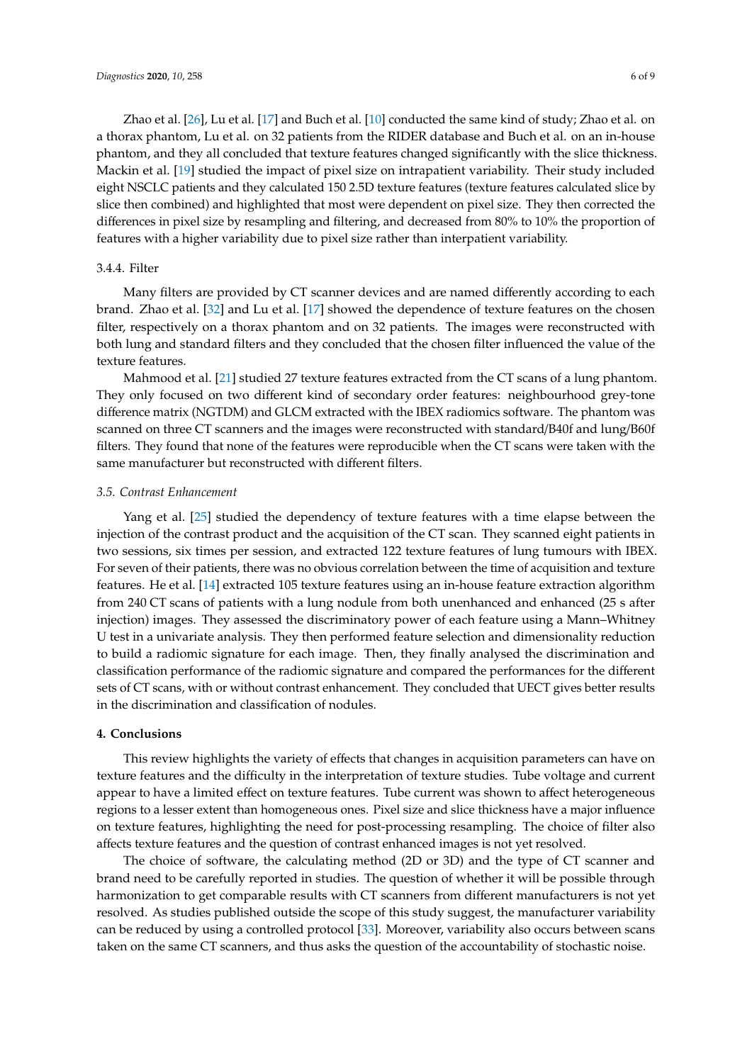Zhao et al. [26], Lu et al. [17] and Buch et al. [10] conducted the same kind of study; Zhao et al. on a thorax phantom, Lu et al. on 32 patients from the RIDER database and Buch et al. on an in-house phantom, and they all concluded that texture features changed significantly with the slice thickness. Mackin et al. [19] studied the impact of pixel size on intrapatient variability. Their study included eight NSCLC patients and they calculated 150 2.5D texture features (texture features calculated slice by slice then combined) and highlighted that most were dependent on pixel size. They then corrected the differences in pixel size by resampling and filtering, and decreased from 80% to 10% the proportion of features with a higher variability due to pixel size rather than interpatient variability.

#### 3.4.4. Filter

Many filters are provided by CT scanner devices and are named differently according to each brand. Zhao et al. [32] and Lu et al. [17] showed the dependence of texture features on the chosen filter, respectively on a thorax phantom and on 32 patients. The images were reconstructed with both lung and standard filters and they concluded that the chosen filter influenced the value of the texture features.

Mahmood et al. [21] studied 27 texture features extracted from the CT scans of a lung phantom. They only focused on two different kind of secondary order features: neighbourhood grey-tone difference matrix (NGTDM) and GLCM extracted with the IBEX radiomics software. The phantom was scanned on three CT scanners and the images were reconstructed with standard/B40f and lung/B60f filters. They found that none of the features were reproducible when the CT scans were taken with the same manufacturer but reconstructed with different filters.

### *3.5. Contrast Enhancement*

Yang et al. [25] studied the dependency of texture features with a time elapse between the injection of the contrast product and the acquisition of the CT scan. They scanned eight patients in two sessions, six times per session, and extracted 122 texture features of lung tumours with IBEX. For seven of their patients, there was no obvious correlation between the time of acquisition and texture features. He et al. [14] extracted 105 texture features using an in-house feature extraction algorithm from 240 CT scans of patients with a lung nodule from both unenhanced and enhanced (25 s after injection) images. They assessed the discriminatory power of each feature using a Mann–Whitney U test in a univariate analysis. They then performed feature selection and dimensionality reduction to build a radiomic signature for each image. Then, they finally analysed the discrimination and classification performance of the radiomic signature and compared the performances for the different sets of CT scans, with or without contrast enhancement. They concluded that UECT gives better results in the discrimination and classification of nodules.

## 4. Conclusions

This review highlights the variety of effects that changes in acquisition parameters can have on texture features and the difficulty in the interpretation of texture studies. Tube voltage and current appear to have a limited effect on texture features. Tube current was shown to affect heterogeneous regions to a lesser extent than homogeneous ones. Pixel size and slice thickness have a major influence on texture features, highlighting the need for post-processing resampling. The choice of filter also affects texture features and the question of contrast enhanced images is not yet resolved.

The choice of software, the calculating method (2D or 3D) and the type of CT scanner and brand need to be carefully reported in studies. The question of whether it will be possible through harmonization to get comparable results with CT scanners from different manufacturers is not yet resolved. As studies published outside the scope of this study suggest, the manufacturer variability can be reduced by using a controlled protocol [33]. Moreover, variability also occurs between scans taken on the same CT scanners, and thus asks the question of the accountability of stochastic noise.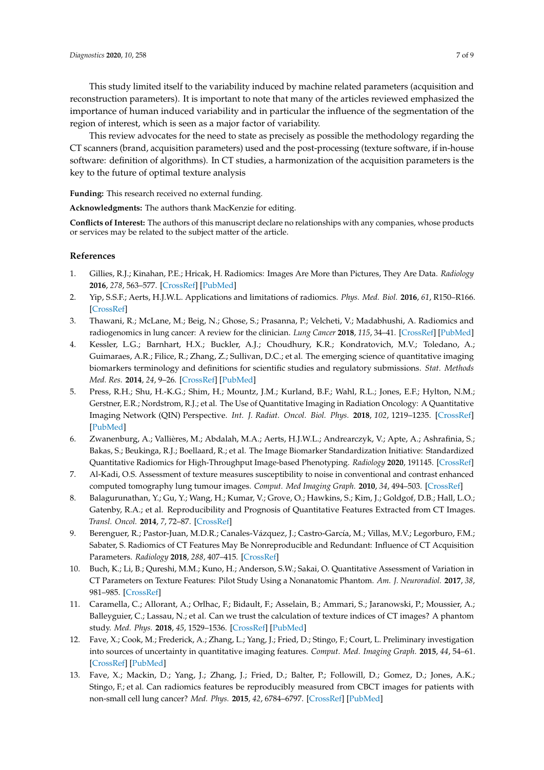This study limited itself to the variability induced by machine related parameters (acquisition and reconstruction parameters). It is important to note that many of the articles reviewed emphasized the importance of human induced variability and in particular the influence of the segmentation of the region of interest, which is seen as a major factor of variability.

This review advocates for the need to state as precisely as possible the methodology regarding the CT scanners (brand, acquisition parameters) used and the post-processing (texture software, if in-house software: definition of algorithms). In CT studies, a harmonization of the acquisition parameters is the key to the future of optimal texture analysis

**Funding:** This research received no external funding.

**Acknowledgments:** The authors thank MacKenzie for editing.

**Conflicts of Interest:** The authors of this manuscript declare no relationships with any companies, whose products or services may be related to the subject matter of the article.

## References

1. Gillies, R.J.; Kinahan, P.E.; Hricak, H. Radiomics: Images Are More than Pictures, They Are Data. *Radiology* **2016**, *278*, 563–577. [CrossRef] [PubMed]
2. Yip, S.S.F.; Aerts, H.J.W.L. Applications and limitations of radiomics. *Phys. Med. Biol.* **2016**, *61*, R150–R166. [CrossRef]
3. Thawani, R.; McLane, M.; Beig, N.; Ghose, S.; Prasanna, P.; Velcheti, V.; Madabhushi, A. Radiomics and radiogenomics in lung cancer: A review for the clinician. *Lung Cancer* **2018**, *115*, 34–41. [CrossRef] [PubMed]
4. Kessler, L.G.; Barnhart, H.X.; Buckler, A.J.; Choudhury, K.R.; Kondratovich, M.V.; Toledano, A.; Guimaraes, A.R.; Filice, R.; Zhang, Z.; Sullivan, D.C.; et al. The emerging science of quantitative imaging biomarkers terminology and definitions for scientific studies and regulatory submissions. *Stat. Methods Med. Res.* **2014**, *24*, 9–26. [CrossRef] [PubMed]
5. Press, R.H.; Shu, H.-K.G.; Shim, H.; Mountz, J.M.; Kurland, B.F.; Wahl, R.L.; Jones, E.F.; Hylton, N.M.; Gerstner, E.R.; Nordstrom, R.J.; et al. The Use of Quantitative Imaging in Radiation Oncology: A Quantitative Imaging Network (QIN) Perspective. *Int. J. Radiat. Oncol. Biol. Phys.* **2018**, *102*, 1219–1235. [CrossRef] [PubMed]
6. Zwanenburg, A.; Vallières, M.; Abdalah, M.A.; Aerts, H.J.W.L.; Andrearczyk, V.; Apte, A.; Ashrafinia, S.; Bakas, S.; Beukinga, R.J.; Boellaard, R.; et al. The Image Biomarker Standardization Initiative: Standardized Quantitative Radiomics for High-Throughput Image-based Phenotyping. *Radiology* **2020**, 191145. [CrossRef]
7. Al-Kadi, O.S. Assessment of texture measures susceptibility to noise in conventional and contrast enhanced computed tomography lung tumour images. *Comput. Med Imaging Graph.* **2010**, *34*, 494–503. [CrossRef]
8. Balagurunathan, Y.; Gu, Y.; Wang, H.; Kumar, V.; Grove, O.; Hawkins, S.; Kim, J.; Goldgof, D.B.; Hall, L.O.; Gatenby, R.A.; et al. Reproducibility and Prognosis of Quantitative Features Extracted from CT Images. *Transl. Oncol.* **2014**, *7*, 72–87. [CrossRef]
9. Berenguer, R.; Pastor-Juan, M.D.R.; Canales-Vázquez, J.; Castro-García, M.; Villas, M.V.; Legorburo, F.M.; Sabater, S. Radiomics of CT Features May Be Nonreproducible and Redundant: Influence of CT Acquisition Parameters. *Radiology* **2018**, *288*, 407–415. [CrossRef]
10. Buch, K.; Li, B.; Qureshi, M.M.; Kuno, H.; Anderson, S.W.; Sakai, O. Quantitative Assessment of Variation in CT Parameters on Texture Features: Pilot Study Using a Nonanatomic Phantom. *Am. J. Neuroradiol.* **2017**, *38*, 981–985. [CrossRef]
11. Caramella, C.; Allorant, A.; Orlhac, F.; Bidault, F.; Asselain, B.; Ammari, S.; Jaranowski, P.; Moussier, A.; Balleyguier, C.; Lassau, N.; et al. Can we trust the calculation of texture indices of CT images? A phantom study. *Med. Phys.* **2018**, *45*, 1529–1536. [CrossRef] [PubMed]
12. Fave, X.; Cook, M.; Frederick, A.; Zhang, L.; Yang, J.; Fried, D.; Stingo, F.; Court, L. Preliminary investigation into sources of uncertainty in quantitative imaging features. *Comput. Med. Imaging Graph.* **2015**, *44*, 54–61. [CrossRef] [PubMed]
13. Fave, X.; Mackin, D.; Yang, J.; Zhang, J.; Fried, D.; Balter, P.; Followill, D.; Gomez, D.; Jones, A.K.; Stingo, F.; et al. Can radiomics features be reproducibly measured from CBCT images for patients with non-small cell lung cancer? *Med. Phys.* **2015**, *42*, 6784–6797. [CrossRef] [PubMed]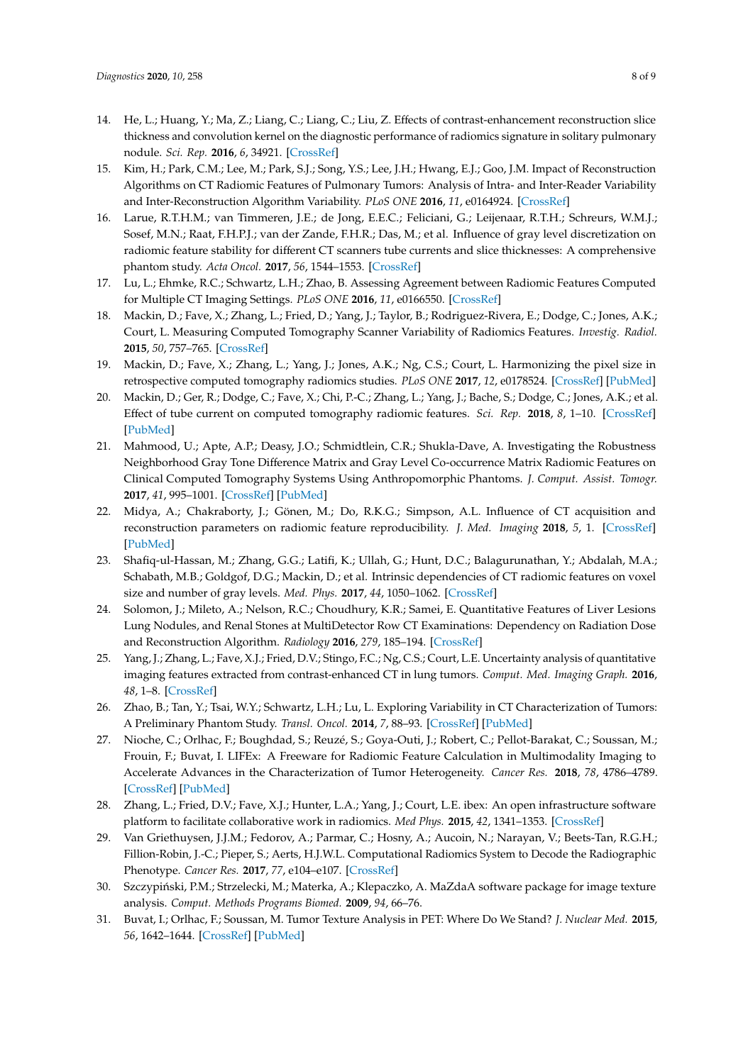14. He, L.; Huang, Y.; Ma, Z.; Liang, C.; Liang, C.; Liu, Z. Effects of contrast-enhancement reconstruction slice thickness and convolution kernel on the diagnostic performance of radiomics signature in solitary pulmonary nodule. *Sci. Rep.* **2016**, *6*, 34921. [CrossRef]
15. Kim, H.; Park, C.M.; Lee, M.; Park, S.J.; Song, Y.S.; Lee, J.H.; Hwang, E.J.; Goo, J.M. Impact of Reconstruction Algorithms on CT Radiomic Features of Pulmonary Tumors: Analysis of Intra- and Inter-Reader Variability and Inter-Reconstruction Algorithm Variability. *PLoS ONE* **2016**, *11*, e0164924. [CrossRef]
16. Larue, R.T.H.M.; van Timmeren, J.E.; de Jong, E.E.C.; Feliciani, G.; Leijenaar, R.T.H.; Schreurs, W.M.J.; Sosef, M.N.; Raat, F.H.P.J.; van der Zande, F.H.R.; Das, M.; et al. Influence of gray level discretization on radiomic feature stability for different CT scanners tube currents and slice thicknesses: A comprehensive phantom study. *Acta Oncol.* **2017**, *56*, 1544–1553. [CrossRef]
17. Lu, L.; Ehmke, R.C.; Schwartz, L.H.; Zhao, B. Assessing Agreement between Radiomic Features Computed for Multiple CT Imaging Settings. *PLoS ONE* **2016**, *11*, e0166550. [CrossRef]
18. Mackin, D.; Fave, X.; Zhang, L.; Fried, D.; Yang, J.; Taylor, B.; Rodriguez-Rivera, E.; Dodge, C.; Jones, A.K.; Court, L. Measuring Computed Tomography Scanner Variability of Radiomics Features. *Investig. Radiol.* **2015**, *50*, 757–765. [CrossRef]
19. Mackin, D.; Fave, X.; Zhang, L.; Yang, J.; Jones, A.K.; Ng, C.S.; Court, L. Harmonizing the pixel size in retrospective computed tomography radiomics studies. *PLoS ONE* **2017**, *12*, e0178524. [CrossRef] [PubMed]
20. Mackin, D.; Ger, R.; Dodge, C.; Fave, X.; Chi, P.-C.; Zhang, L.; Yang, J.; Bache, S.; Dodge, C.; Jones, A.K.; et al. Effect of tube current on computed tomography radiomic features. *Sci. Rep.* **2018**, *8*, 1–10. [CrossRef] [PubMed]
21. Mahmood, U.; Apte, A.P.; Deasy, J.O.; Schmidtlein, C.R.; Shukla-Dave, A. Investigating the Robustness Neighborhood Gray Tone Difference Matrix and Gray Level Co-occurrence Matrix Radiomic Features on Clinical Computed Tomography Systems Using Anthropomorphic Phantoms. *J. Comput. Assist. Tomogr.* **2017**, *41*, 995–1001. [CrossRef] [PubMed]
22. Midya, A.; Chakraborty, J.; Gönen, M.; Do, R.K.G.; Simpson, A.L. Influence of CT acquisition and reconstruction parameters on radiomic feature reproducibility. *J. Med. Imaging* **2018**, *5*, 1. [CrossRef] [PubMed]
23. Shafiq-ul-Hassan, M.; Zhang, G.G.; Latifi, K.; Ullah, G.; Hunt, D.C.; Balagurunathan, Y.; Abdalah, M.A.; Schabath, M.B.; Goldgof, D.G.; Mackin, D.; et al. Intrinsic dependencies of CT radiomic features on voxel size and number of gray levels. *Med. Phys.* **2017**, *44*, 1050–1062. [CrossRef]
24. Solomon, J.; Mileto, A.; Nelson, R.C.; Choudhury, K.R.; Samei, E. Quantitative Features of Liver Lesions Lung Nodules, and Renal Stones at MultiDetector Row CT Examinations: Dependency on Radiation Dose and Reconstruction Algorithm. *Radiology* **2016**, *279*, 185–194. [CrossRef]
25. Yang, J.; Zhang, L.; Fave, X.J.; Fried, D.V.; Stingo, F.C.; Ng, C.S.; Court, L.E. Uncertainty analysis of quantitative imaging features extracted from contrast-enhanced CT in lung tumors. *Comput. Med. Imaging Graph.* **2016**, *48*, 1–8. [CrossRef]
26. Zhao, B.; Tan, Y.; Tsai, W.Y.; Schwartz, L.H.; Lu, L. Exploring Variability in CT Characterization of Tumors: A Preliminary Phantom Study. *Transl. Oncol.* **2014**, *7*, 88–93. [CrossRef] [PubMed]
27. Nioche, C.; Orlhac, F.; Boughdad, S.; Reuzé, S.; Goya-Outi, J.; Robert, C.; Pellot-Barakat, C.; Soussan, M.; Frouin, F.; Buvat, I. LIFEx: A Freeware for Radiomic Feature Calculation in Multimodality Imaging to Accelerate Advances in the Characterization of Tumor Heterogeneity. *Cancer Res.* **2018**, *78*, 4786–4789. [CrossRef] [PubMed]
28. Zhang, L.; Fried, D.V.; Fave, X.J.; Hunter, L.A.; Yang, J.; Court, L.E. ibex: An open infrastructure software platform to facilitate collaborative work in radiomics. *Med Phys.* **2015**, *42*, 1341–1353. [CrossRef]
29. Van Griethuysen, J.J.M.; Fedorov, A.; Parmar, C.; Hosny, A.; Aucoin, N.; Narayan, V.; Beets-Tan, R.G.H.; Fillion-Robin, J.-C.; Pieper, S.; Aerts, H.J.W.L. Computational Radiomics System to Decode the Radiographic Phenotype. *Cancer Res.* **2017**, *77*, e104–e107. [CrossRef]
30. Szczypiński, P.M.; Strzelecki, M.; Materka, A.; Klepaczko, A. MaZdaA software package for image texture analysis. *Comput. Methods Programs Biomed.* **2009**, *94*, 66–76.
31. Buvat, I.; Orlhac, F.; Soussan, M. Tumor Texture Analysis in PET: Where Do We Stand? *J. Nuclear Med.* **2015**, *56*, 1642–1644. [CrossRef] [PubMed]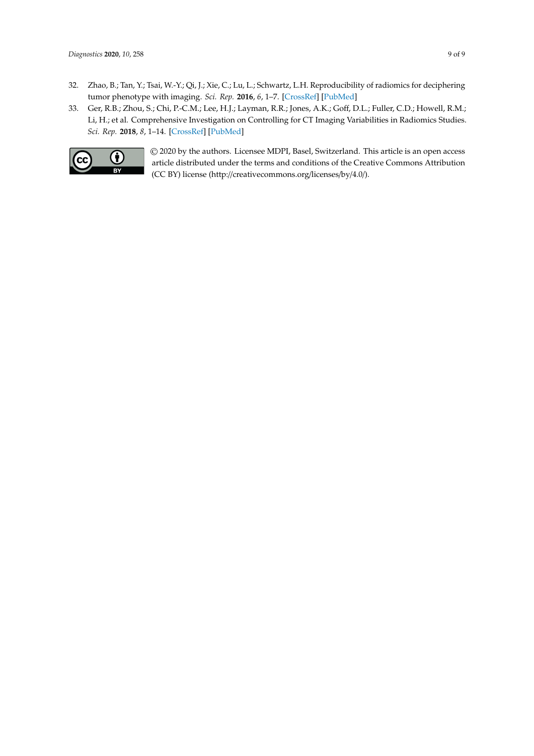32. Zhao, B.; Tan, Y.; Tsai, W.-Y.; Qi, J.; Xie, C.; Lu, L.; Schwartz, L.H. Reproducibility of radiomics for deciphering tumor phenotype with imaging. *Sci. Rep.* **2016**, *6*, 1–7. [CrossRef] [PubMed]
33. Ger, R.B.; Zhou, S.; Chi, P.-C.M.; Lee, H.J.; Layman, R.R.; Jones, A.K.; Goff, D.L.; Fuller, C.D.; Howell, R.M.; Li, H.; et al. Comprehensive Investigation on Controlling for CT Imaging Variabilities in Radiomics Studies. *Sci. Rep.* **2018**, *8*, 1–14. [CrossRef] [PubMed]

© 2020 by the authors. Licensee MDPI, Basel, Switzerland. This article is an open access article distributed under the terms and conditions of the Creative Commons Attribution (CC BY) license (http://creativecommons.org/licenses/by/4.0/).